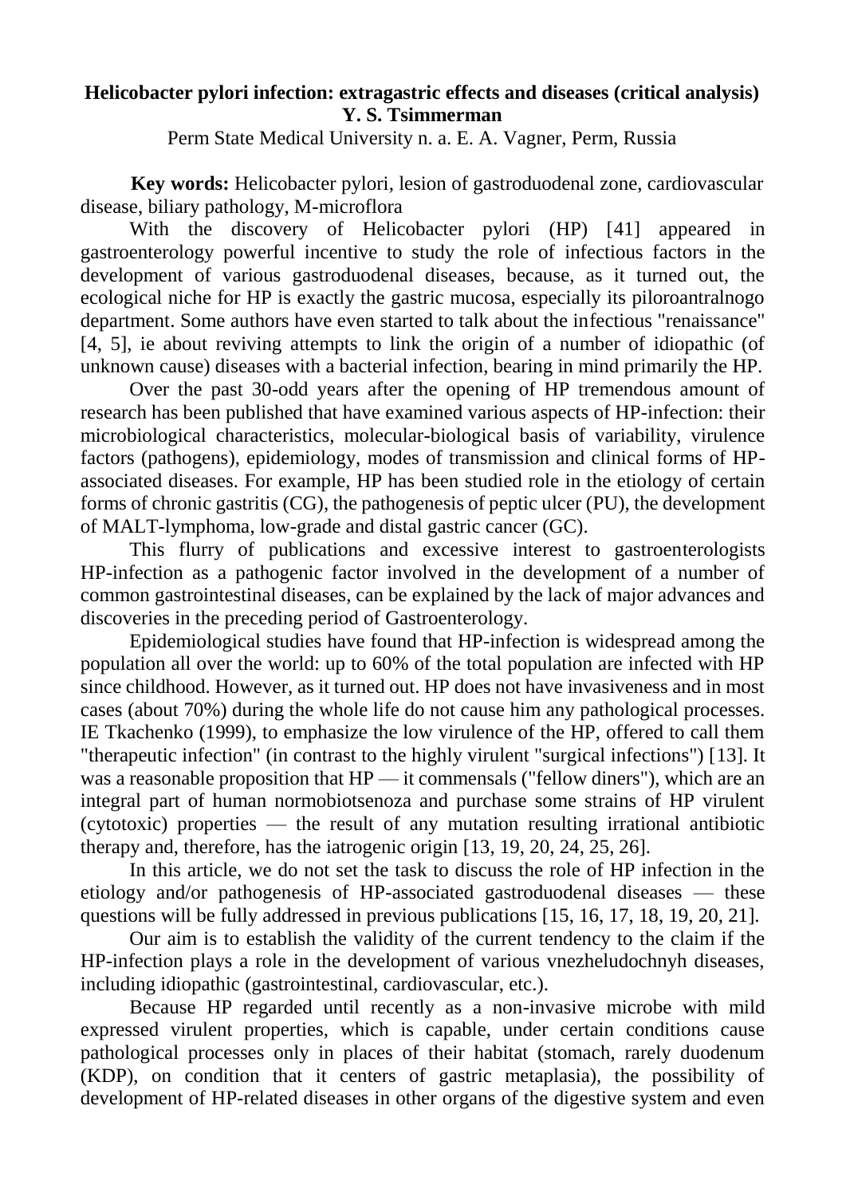**Helicobacter pylori infection: extragastric effects and diseases (critical analysis)**
**Y. S. Tsimmerman**

Perm State Medical University n. a. E. A. Vagner, Perm, Russia

**Key words:** Helicobacter pylori, lesion of gastroduodenal zone, cardiovascular disease, biliary pathology, M-microflora

With the discovery of Helicobacter pylori (HP) [41] appeared in gastroenterology powerful incentive to study the role of infectious factors in the development of various gastroduodenal diseases, because, as it turned out, the ecological niche for HP is exactly the gastric mucosa, especially its piloroantralnogo department. Some authors have even started to talk about the infectious "renaissance" [4, 5], ie about reviving attempts to link the origin of a number of idiopathic (of unknown cause) diseases with a bacterial infection, bearing in mind primarily the HP.

Over the past 30-odd years after the opening of HP tremendous amount of research has been published that have examined various aspects of HP-infection: their microbiological characteristics, molecular-biological basis of variability, virulence factors (pathogens), epidemiology, modes of transmission and clinical forms of HP-associated diseases. For example, HP has been studied role in the etiology of certain forms of chronic gastritis (CG), the pathogenesis of peptic ulcer (PU), the development of MALT-lymphoma, low-grade and distal gastric cancer (GC).

This flurry of publications and excessive interest to gastroenterologists HP-infection as a pathogenic factor involved in the development of a number of common gastrointestinal diseases, can be explained by the lack of major advances and discoveries in the preceding period of Gastroenterology.

Epidemiological studies have found that HP-infection is widespread among the population all over the world: up to 60% of the total population are infected with HP since childhood. However, as it turned out. HP does not have invasiveness and in most cases (about 70%) during the whole life do not cause him any pathological processes. IE Tkachenko (1999), to emphasize the low virulence of the HP, offered to call them "therapeutic infection" (in contrast to the highly virulent "surgical infections") [13]. It was a reasonable proposition that HP — it commensals ("fellow diners"), which are an integral part of human normobiotsenoza and purchase some strains of HP virulent (cytotoxic) properties — the result of any mutation resulting irrational antibiotic therapy and, therefore, has the iatrogenic origin [13, 19, 20, 24, 25, 26].

In this article, we do not set the task to discuss the role of HP infection in the etiology and/or pathogenesis of HP-associated gastroduodenal diseases — these questions will be fully addressed in previous publications [15, 16, 17, 18, 19, 20, 21].

Our aim is to establish the validity of the current tendency to the claim if the HP-infection plays a role in the development of various vnezheludochnyh diseases, including idiopathic (gastrointestinal, cardiovascular, etc.).

Because HP regarded until recently as a non-invasive microbe with mild expressed virulent properties, which is capable, under certain conditions cause pathological processes only in places of their habitat (stomach, rarely duodenum (KDP), on condition that it centers of gastric metaplasia), the possibility of development of HP-related diseases in other organs of the digestive system and even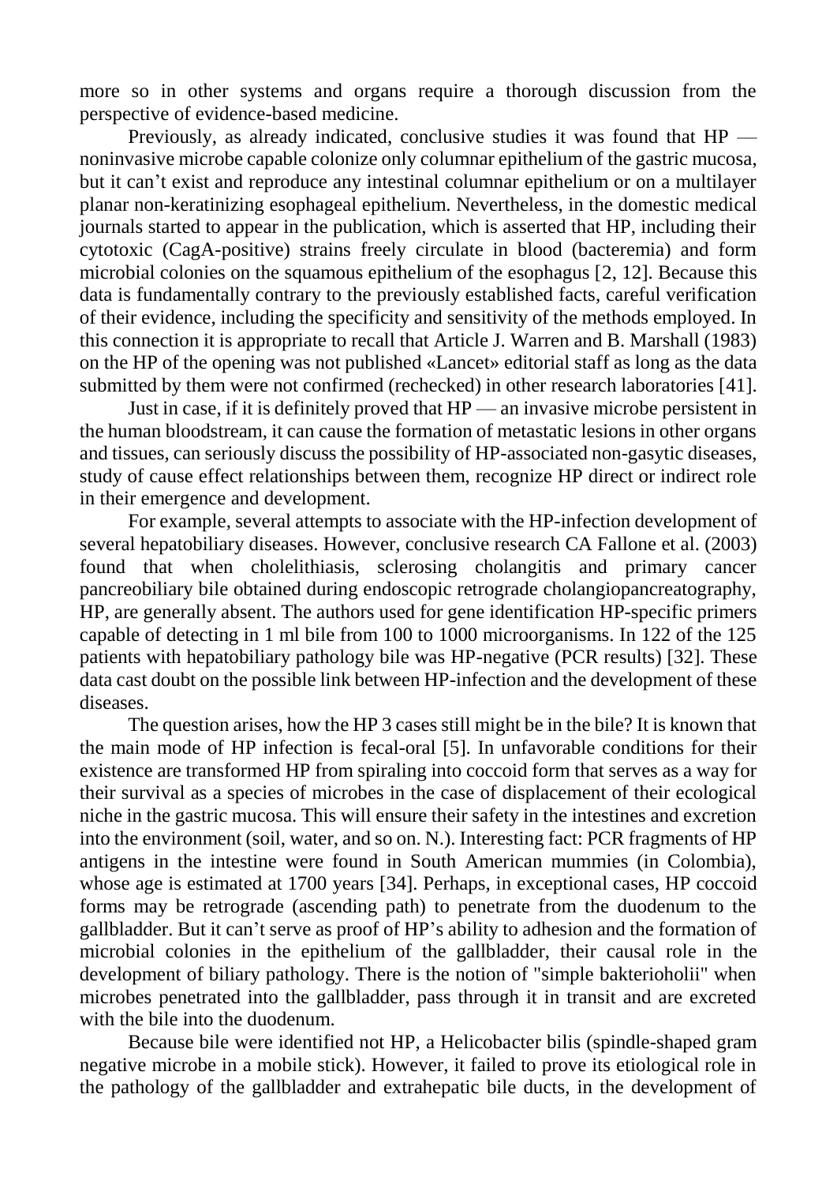more so in other systems and organs require a thorough discussion from the perspective of evidence-based medicine.

Previously, as already indicated, conclusive studies it was found that HP — noninvasive microbe capable colonize only columnar epithelium of the gastric mucosa, but it can't exist and reproduce any intestinal columnar epithelium or on a multilayer planar non-keratinizing esophageal epithelium. Nevertheless, in the domestic medical journals started to appear in the publication, which is asserted that HP, including their cytotoxic (CagA-positive) strains freely circulate in blood (bacteremia) and form microbial colonies on the squamous epithelium of the esophagus [2, 12]. Because this data is fundamentally contrary to the previously established facts, careful verification of their evidence, including the specificity and sensitivity of the methods employed. In this connection it is appropriate to recall that Article J. Warren and B. Marshall (1983) on the HP of the opening was not published «Lancet» editorial staff as long as the data submitted by them were not confirmed (rechecked) in other research laboratories [41].

Just in case, if it is definitely proved that HP — an invasive microbe persistent in the human bloodstream, it can cause the formation of metastatic lesions in other organs and tissues, can seriously discuss the possibility of HP-associated non-gasytic diseases, study of cause effect relationships between them, recognize HP direct or indirect role in their emergence and development.

For example, several attempts to associate with the HP-infection development of several hepatobiliary diseases. However, conclusive research CA Fallone et al. (2003) found that when cholelithiasis, sclerosing cholangitis and primary cancer pancreobiliary bile obtained during endoscopic retrograde cholangiopancreatography, HP, are generally absent. The authors used for gene identification HP-specific primers capable of detecting in 1 ml bile from 100 to 1000 microorganisms. In 122 of the 125 patients with hepatobiliary pathology bile was HP-negative (PCR results) [32]. These data cast doubt on the possible link between HP-infection and the development of these diseases.

The question arises, how the HP 3 cases still might be in the bile? It is known that the main mode of HP infection is fecal-oral [5]. In unfavorable conditions for their existence are transformed HP from spiraling into coccoid form that serves as a way for their survival as a species of microbes in the case of displacement of their ecological niche in the gastric mucosa. This will ensure their safety in the intestines and excretion into the environment (soil, water, and so on. N.). Interesting fact: PCR fragments of HP antigens in the intestine were found in South American mummies (in Colombia), whose age is estimated at 1700 years [34]. Perhaps, in exceptional cases, HP coccoid forms may be retrograde (ascending path) to penetrate from the duodenum to the gallbladder. But it can't serve as proof of HP's ability to adhesion and the formation of microbial colonies in the epithelium of the gallbladder, their causal role in the development of biliary pathology. There is the notion of "simple bakterioholii" when microbes penetrated into the gallbladder, pass through it in transit and are excreted with the bile into the duodenum.

Because bile were identified not HP, a Helicobacter bilis (spindle-shaped gram negative microbe in a mobile stick). However, it failed to prove its etiological role in the pathology of the gallbladder and extrahepatic bile ducts, in the development of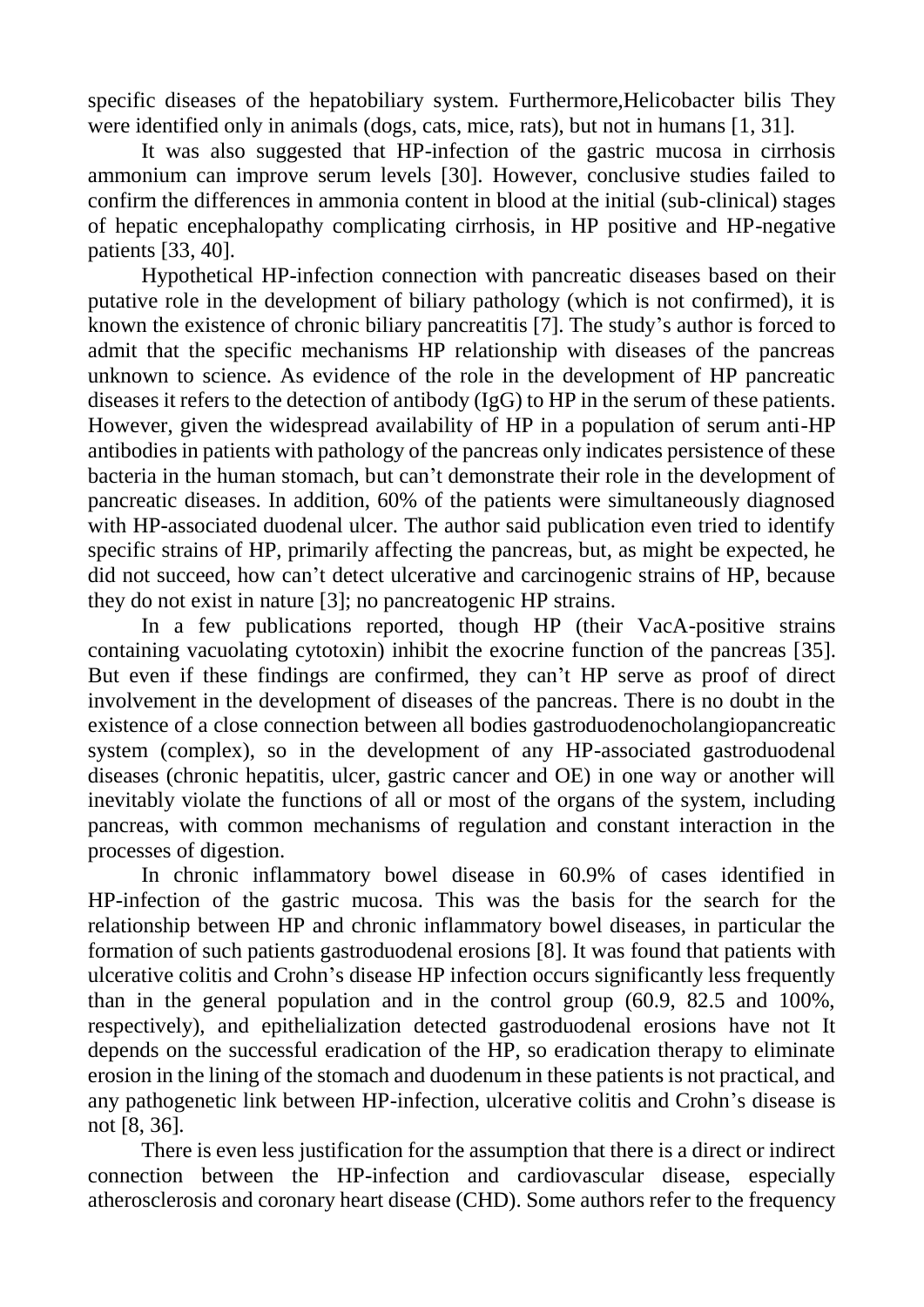specific diseases of the hepatobiliary system. Furthermore,Helicobacter bilis They were identified only in animals (dogs, cats, mice, rats), but not in humans [1, 31].

It was also suggested that HP-infection of the gastric mucosa in cirrhosis ammonium can improve serum levels [30]. However, conclusive studies failed to confirm the differences in ammonia content in blood at the initial (sub-clinical) stages of hepatic encephalopathy complicating cirrhosis, in HP positive and HP-negative patients [33, 40].

Hypothetical HP-infection connection with pancreatic diseases based on their putative role in the development of biliary pathology (which is not confirmed), it is known the existence of chronic biliary pancreatitis [7]. The study's author is forced to admit that the specific mechanisms HP relationship with diseases of the pancreas unknown to science. As evidence of the role in the development of HP pancreatic diseases it refers to the detection of antibody (IgG) to HP in the serum of these patients. However, given the widespread availability of HP in a population of serum anti-HP antibodies in patients with pathology of the pancreas only indicates persistence of these bacteria in the human stomach, but can't demonstrate their role in the development of pancreatic diseases. In addition, 60% of the patients were simultaneously diagnosed with HP-associated duodenal ulcer. The author said publication even tried to identify specific strains of HP, primarily affecting the pancreas, but, as might be expected, he did not succeed, how can't detect ulcerative and carcinogenic strains of HP, because they do not exist in nature [3]; no pancreatogenic HP strains.

In a few publications reported, though HP (their VacA-positive strains containing vacuolating cytotoxin) inhibit the exocrine function of the pancreas [35]. But even if these findings are confirmed, they can't HP serve as proof of direct involvement in the development of diseases of the pancreas. There is no doubt in the existence of a close connection between all bodies gastroduodenocholangiopancreatic system (complex), so in the development of any HP-associated gastroduodenal diseases (chronic hepatitis, ulcer, gastric cancer and OE) in one way or another will inevitably violate the functions of all or most of the organs of the system, including pancreas, with common mechanisms of regulation and constant interaction in the processes of digestion.

In chronic inflammatory bowel disease in 60.9% of cases identified in HP-infection of the gastric mucosa. This was the basis for the search for the relationship between HP and chronic inflammatory bowel diseases, in particular the formation of such patients gastroduodenal erosions [8]. It was found that patients with ulcerative colitis and Crohn's disease HP infection occurs significantly less frequently than in the general population and in the control group (60.9, 82.5 and 100%, respectively), and epithelialization detected gastroduodenal erosions have not It depends on the successful eradication of the HP, so eradication therapy to eliminate erosion in the lining of the stomach and duodenum in these patients is not practical, and any pathogenetic link between HP-infection, ulcerative colitis and Crohn's disease is not [8, 36].

There is even less justification for the assumption that there is a direct or indirect connection between the HP-infection and cardiovascular disease, especially atherosclerosis and coronary heart disease (CHD). Some authors refer to the frequency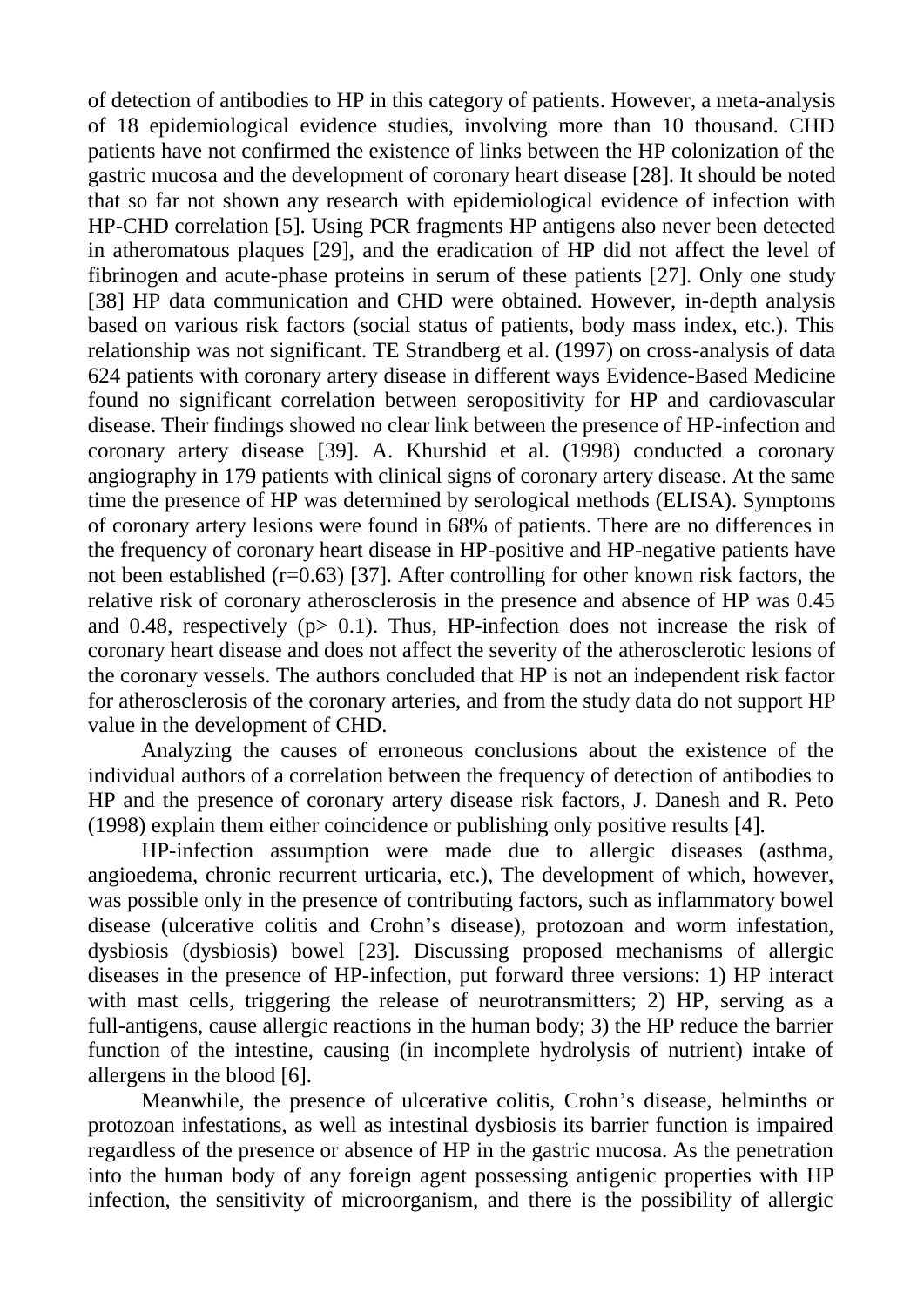of detection of antibodies to HP in this category of patients. However, a meta-analysis of 18 epidemiological evidence studies, involving more than 10 thousand. CHD patients have not confirmed the existence of links between the HP colonization of the gastric mucosa and the development of coronary heart disease [28]. It should be noted that so far not shown any research with epidemiological evidence of infection with HP-CHD correlation [5]. Using PCR fragments HP antigens also never been detected in atheromatous plaques [29], and the eradication of HP did not affect the level of fibrinogen and acute-phase proteins in serum of these patients [27]. Only one study [38] HP data communication and CHD were obtained. However, in-depth analysis based on various risk factors (social status of patients, body mass index, etc.). This relationship was not significant. TE Strandberg et al. (1997) on cross-analysis of data 624 patients with coronary artery disease in different ways Evidence-Based Medicine found no significant correlation between seropositivity for HP and cardiovascular disease. Their findings showed no clear link between the presence of HP-infection and coronary artery disease [39]. A. Khurshid et al. (1998) conducted a coronary angiography in 179 patients with clinical signs of coronary artery disease. At the same time the presence of HP was determined by serological methods (ELISA). Symptoms of coronary artery lesions were found in 68% of patients. There are no differences in the frequency of coronary heart disease in HP-positive and HP-negative patients have not been established ($r=0.63$) [37]. After controlling for other known risk factors, the relative risk of coronary atherosclerosis in the presence and absence of HP was 0.45 and 0.48, respectively ($p> 0.1$). Thus, HP-infection does not increase the risk of coronary heart disease and does not affect the severity of the atherosclerotic lesions of the coronary vessels. The authors concluded that HP is not an independent risk factor for atherosclerosis of the coronary arteries, and from the study data do not support HP value in the development of CHD.

Analyzing the causes of erroneous conclusions about the existence of the individual authors of a correlation between the frequency of detection of antibodies to HP and the presence of coronary artery disease risk factors, J. Danesh and R. Peto (1998) explain them either coincidence or publishing only positive results [4].

HP-infection assumption were made due to allergic diseases (asthma, angioedema, chronic recurrent urticaria, etc.), The development of which, however, was possible only in the presence of contributing factors, such as inflammatory bowel disease (ulcerative colitis and Crohn's disease), protozoan and worm infestation, dysbiosis (dysbiosis) bowel [23]. Discussing proposed mechanisms of allergic diseases in the presence of HP-infection, put forward three versions: 1) HP interact with mast cells, triggering the release of neurotransmitters; 2) HP, serving as a full-antigens, cause allergic reactions in the human body; 3) the HP reduce the barrier function of the intestine, causing (in incomplete hydrolysis of nutrient) intake of allergens in the blood [6].

Meanwhile, the presence of ulcerative colitis, Crohn's disease, helminths or protozoan infestations, as well as intestinal dysbiosis its barrier function is impaired regardless of the presence or absence of HP in the gastric mucosa. As the penetration into the human body of any foreign agent possessing antigenic properties with HP infection, the sensitivity of microorganism, and there is the possibility of allergic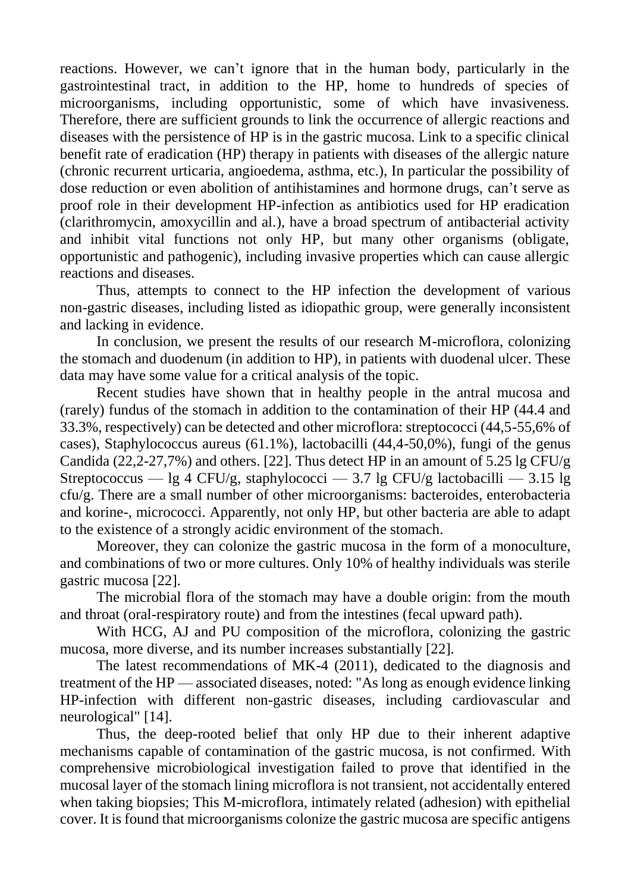reactions. However, we can't ignore that in the human body, particularly in the gastrointestinal tract, in addition to the HP, home to hundreds of species of microorganisms, including opportunistic, some of which have invasiveness. Therefore, there are sufficient grounds to link the occurrence of allergic reactions and diseases with the persistence of HP is in the gastric mucosa. Link to a specific clinical benefit rate of eradication (HP) therapy in patients with diseases of the allergic nature (chronic recurrent urticaria, angioedema, asthma, etc.), In particular the possibility of dose reduction or even abolition of antihistamines and hormone drugs, can't serve as proof role in their development HP-infection as antibiotics used for HP eradication (clarithromycin, amoxycillin and al.), have a broad spectrum of antibacterial activity and inhibit vital functions not only HP, but many other organisms (obligate, opportunistic and pathogenic), including invasive properties which can cause allergic reactions and diseases.

Thus, attempts to connect to the HP infection the development of various non-gastric diseases, including listed as idiopathic group, were generally inconsistent and lacking in evidence.

In conclusion, we present the results of our research M-microflora, colonizing the stomach and duodenum (in addition to HP), in patients with duodenal ulcer. These data may have some value for a critical analysis of the topic.

Recent studies have shown that in healthy people in the antral mucosa and (rarely) fundus of the stomach in addition to the contamination of their HP (44.4 and 33.3%, respectively) can be detected and other microflora: streptococci (44,5-55,6% of cases), Staphylococcus aureus (61.1%), lactobacilli (44,4-50,0%), fungi of the genus Candida (22,2-27,7%) and others. [22]. Thus detect HP in an amount of 5.25 lg CFU/g Streptococcus — lg 4 CFU/g, staphylococci — 3.7 lg CFU/g lactobacilli — 3.15 lg cfu/g. There are a small number of other microorganisms: bacteroides, enterobacteria and korine-, micrococci. Apparently, not only HP, but other bacteria are able to adapt to the existence of a strongly acidic environment of the stomach.

Moreover, they can colonize the gastric mucosa in the form of a monoculture, and combinations of two or more cultures. Only 10% of healthy individuals was sterile gastric mucosa [22].

The microbial flora of the stomach may have a double origin: from the mouth and throat (oral-respiratory route) and from the intestines (fecal upward path).

With HCG, AJ and PU composition of the microflora, colonizing the gastric mucosa, more diverse, and its number increases substantially [22].

The latest recommendations of MK-4 (2011), dedicated to the diagnosis and treatment of the HP — associated diseases, noted: "As long as enough evidence linking HP-infection with different non-gastric diseases, including cardiovascular and neurological" [14].

Thus, the deep-rooted belief that only HP due to their inherent adaptive mechanisms capable of contamination of the gastric mucosa, is not confirmed. With comprehensive microbiological investigation failed to prove that identified in the mucosal layer of the stomach lining microflora is not transient, not accidentally entered when taking biopsies; This M-microflora, intimately related (adhesion) with epithelial cover. It is found that microorganisms colonize the gastric mucosa are specific antigens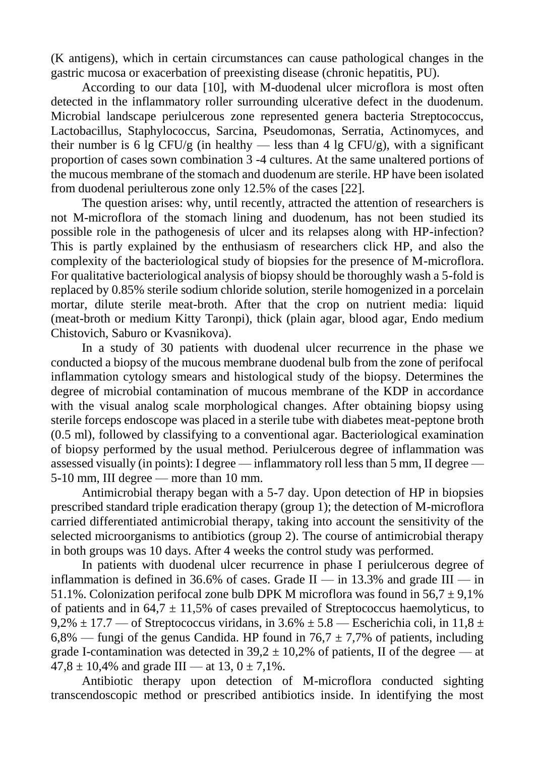(K antigens), which in certain circumstances can cause pathological changes in the gastric mucosa or exacerbation of preexisting disease (chronic hepatitis, PU).

According to our data [10], with M-duodenal ulcer microflora is most often detected in the inflammatory roller surrounding ulcerative defect in the duodenum. Microbial landscape periulcerous zone represented genera bacteria Streptococcus, Lactobacillus, Staphylococcus, Sarcina, Pseudomonas, Serratia, Actinomyces, and their number is 6 lg CFU/g (in healthy — less than 4 lg CFU/g), with a significant proportion of cases sown combination 3 -4 cultures. At the same unaltered portions of the mucous membrane of the stomach and duodenum are sterile. HP have been isolated from duodenal periulterous zone only 12.5% of the cases [22].

The question arises: why, until recently, attracted the attention of researchers is not M-microflora of the stomach lining and duodenum, has not been studied its possible role in the pathogenesis of ulcer and its relapses along with HP-infection? This is partly explained by the enthusiasm of researchers click HP, and also the complexity of the bacteriological study of biopsies for the presence of M-microflora. For qualitative bacteriological analysis of biopsy should be thoroughly wash a 5-fold is replaced by 0.85% sterile sodium chloride solution, sterile homogenized in a porcelain mortar, dilute sterile meat-broth. After that the crop on nutrient media: liquid (meat-broth or medium Kitty Taronpi), thick (plain agar, blood agar, Endo medium Chistovich, Saburo or Kvasnikova).

In a study of 30 patients with duodenal ulcer recurrence in the phase we conducted a biopsy of the mucous membrane duodenal bulb from the zone of perifocal inflammation cytology smears and histological study of the biopsy. Determines the degree of microbial contamination of mucous membrane of the KDP in accordance with the visual analog scale morphological changes. After obtaining biopsy using sterile forceps endoscope was placed in a sterile tube with diabetes meat-peptone broth (0.5 ml), followed by classifying to a conventional agar. Bacteriological examination of biopsy performed by the usual method. Periulcerous degree of inflammation was assessed visually (in points): I degree — inflammatory roll less than 5 mm, II degree — 5-10 mm, III degree — more than 10 mm.

Antimicrobial therapy began with a 5-7 day. Upon detection of HP in biopsies prescribed standard triple eradication therapy (group 1); the detection of M-microflora carried differentiated antimicrobial therapy, taking into account the sensitivity of the selected microorganisms to antibiotics (group 2). The course of antimicrobial therapy in both groups was 10 days. After 4 weeks the control study was performed.

In patients with duodenal ulcer recurrence in phase I periulcerous degree of inflammation is defined in 36.6% of cases. Grade II — in 13.3% and grade III — in 51.1%. Colonization perifocal zone bulb DPK M microflora was found in $56,7 \pm 9,1\%$ of patients and in $64,7 \pm 11,5\%$ of cases prevailed of Streptococcus haemolyticus, to $9,2\% \pm 17.7$ — of Streptococcus viridans, in $3.6\% \pm 5.8$ — Escherichia coli, in $11,8 \pm 6,8\%$ — fungi of the genus Candida. HP found in $76,7 \pm 7,7\%$ of patients, including grade I-contamination was detected in $39,2 \pm 10,2\%$ of patients, II of the degree — at $47,8 \pm 10,4\%$ and grade III — at $13, 0 \pm 7,1\%$.

Antibiotic therapy upon detection of M-microflora conducted sighting transcendoscopic method or prescribed antibiotics inside. In identifying the most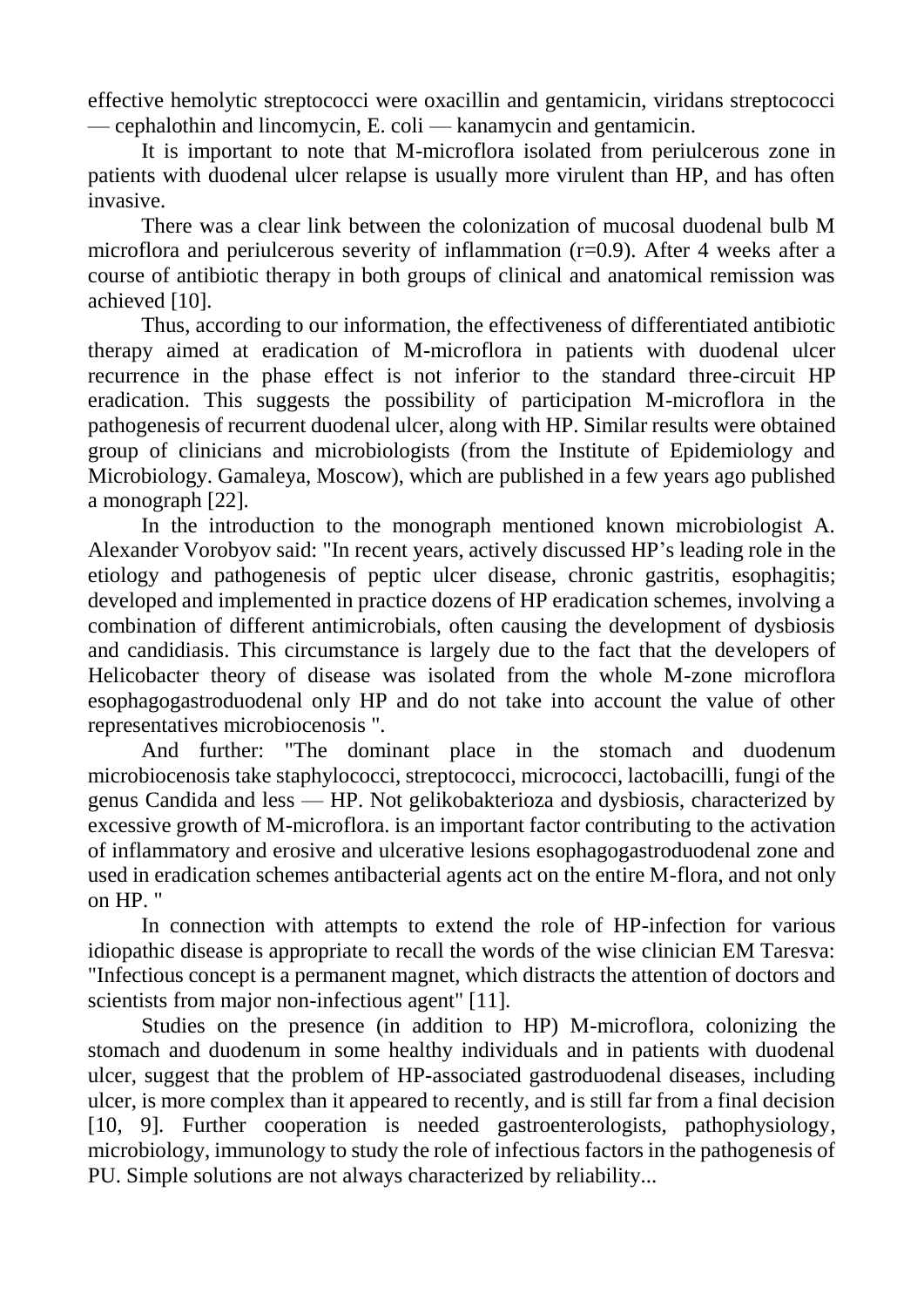effective hemolytic streptococci were oxacillin and gentamicin, viridans streptococci — cephalothin and lincomycin, E. coli — kanamycin and gentamicin.

It is important to note that M-microflora isolated from periulcerous zone in patients with duodenal ulcer relapse is usually more virulent than HP, and has often invasive.

There was a clear link between the colonization of mucosal duodenal bulb M microflora and periulcerous severity of inflammation ($r=0.9$). After 4 weeks after a course of antibiotic therapy in both groups of clinical and anatomical remission was achieved [10].

Thus, according to our information, the effectiveness of differentiated antibiotic therapy aimed at eradication of M-microflora in patients with duodenal ulcer recurrence in the phase effect is not inferior to the standard three-circuit HP eradication. This suggests the possibility of participation M-microflora in the pathogenesis of recurrent duodenal ulcer, along with HP. Similar results were obtained group of clinicians and microbiologists (from the Institute of Epidemiology and Microbiology. Gamaleya, Moscow), which are published in a few years ago published a monograph [22].

In the introduction to the monograph mentioned known microbiologist A. Alexander Vorobyov said: "In recent years, actively discussed HP's leading role in the etiology and pathogenesis of peptic ulcer disease, chronic gastritis, esophagitis; developed and implemented in practice dozens of HP eradication schemes, involving a combination of different antimicrobials, often causing the development of dysbiosis and candidiasis. This circumstance is largely due to the fact that the developers of Helicobacter theory of disease was isolated from the whole M-zone microflora esophagogastroduodenal only HP and do not take into account the value of other representatives microbiocenosis ".

And further: "The dominant place in the stomach and duodenum microbiocenosis take staphylococci, streptococci, micrococci, lactobacilli, fungi of the genus Candida and less — HP. Not gelikobakterioza and dysbiosis, characterized by excessive growth of M-microflora. is an important factor contributing to the activation of inflammatory and erosive and ulcerative lesions esophagogastroduodenal zone and used in eradication schemes antibacterial agents act on the entire M-flora, and not only on HP. "

In connection with attempts to extend the role of HP-infection for various idiopathic disease is appropriate to recall the words of the wise clinician EM Taresva: "Infectious concept is a permanent magnet, which distracts the attention of doctors and scientists from major non-infectious agent" [11].

Studies on the presence (in addition to HP) M-microflora, colonizing the stomach and duodenum in some healthy individuals and in patients with duodenal ulcer, suggest that the problem of HP-associated gastroduodenal diseases, including ulcer, is more complex than it appeared to recently, and is still far from a final decision [10, 9]. Further cooperation is needed gastroenterologists, pathophysiology, microbiology, immunology to study the role of infectious factors in the pathogenesis of PU. Simple solutions are not always characterized by reliability...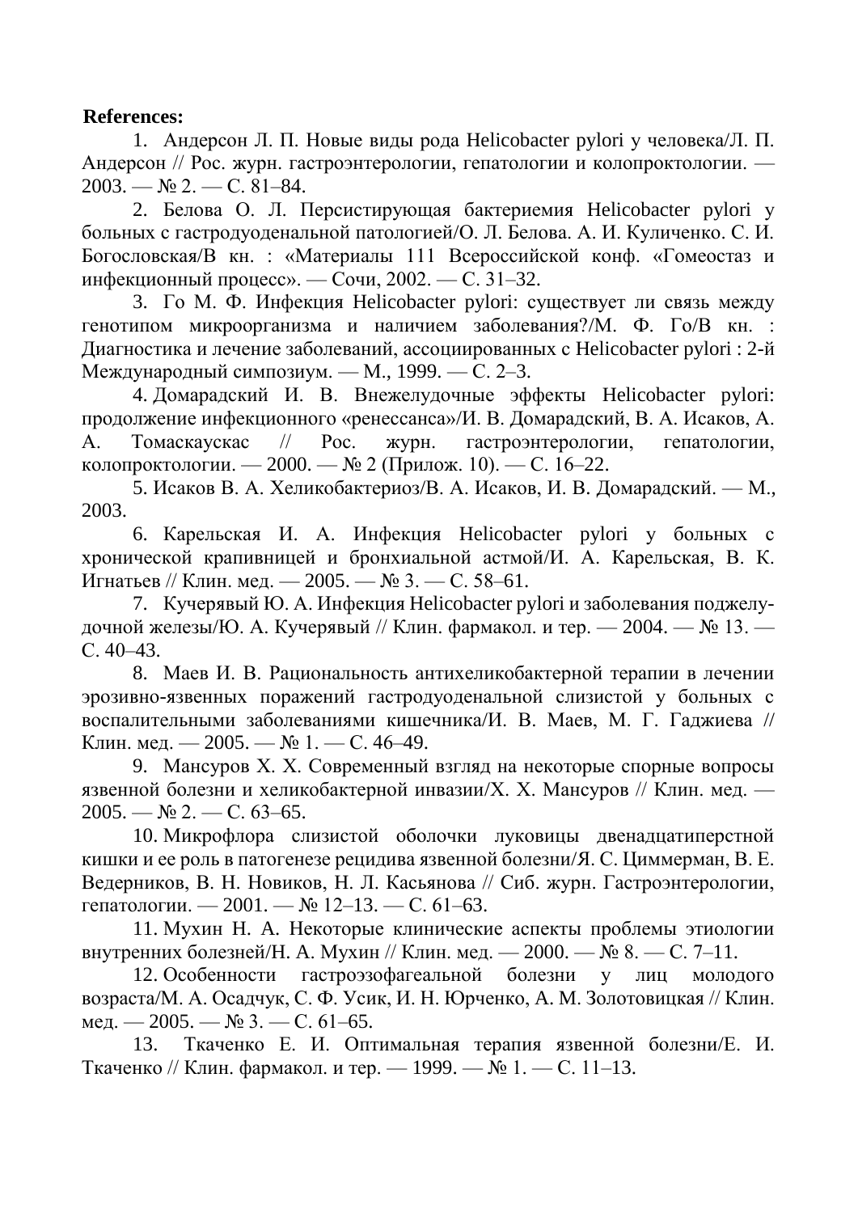**References:**

1. Андерсон Л. П. Новые виды рода Helicobacter pylori у человека/Л. П. Андерсон // Рос. журн. гастроэнтерологии, гепатологии и колопроктологии. — 2003. — № 2. — С. 81–84.
2. Белова О. Л. Персистирующая бактериемия Helicobacter pylori у больных с гастродуоденальной патологией/О. Л. Белова. А. И. Куличенко. С. И. Богословская/В кн. : «Материалы 111 Всероссийской конф. «Гомеостаз и инфекционный процесс». — Сочи, 2002. — С. 31–32.
3. Го М. Ф. Инфекция Helicobacter pylori: существует ли связь между генотипом микроорганизма и наличием заболевания?/М. Ф. Го/В кн. : Диагностика и лечение заболеваний, ассоциированных с Helicobacter pylori : 2-й Международный симпозиум. — М., 1999. — С. 2–3.
4. Домарадский И. В. Внежелудочные эффекты Helicobacter pylori: продолжение инфекционного «ренессанса»/И. В. Домарадский, В. А. Исаков, А. А. Томаскаускас // Рос. журн. гастроэнтерологии, гепатологии, колопроктологии. — 2000. — № 2 (Прилож. 10). — С. 16–22.
5. Исаков В. А. Хеликобактериоз/В. А. Исаков, И. В. Домарадский. — М., 2003.
6. Карельская И. А. Инфекция Helicobacter pylori у больных с хронической крапивницей и бронхиальной астмой/И. А. Карельская, В. К. Игнатьев // Клин. мед. — 2005. — № 3. — С. 58–61.
7. Кучерявый Ю. А. Инфекция Helicobacter pylori и заболевания поджелудочной железы/Ю. А. Кучерявый // Клин. фармакол. и тер. — 2004. — № 13. — С. 40–43.
8. Маев И. В. Рациональность антихеликобактерной терапии в лечении эрозивно-язвенных поражений гастродуоденальной слизистой у больных с воспалительными заболеваниями кишечника/И. В. Маев, М. Г. Гаджиева // Клин. мед. — 2005. — № 1. — С. 46–49.
9. Мансуров Х. Х. Современный взгляд на некоторые спорные вопросы язвенной болезни и хеликобактерной инвазии/Х. Х. Мансуров // Клин. мед. — 2005. — № 2. — С. 63–65.
10. Микрофлора слизистой оболочки луковицы двенадцатиперстной кишки и ее роль в патогенезе рецидива язвенной болезни/Я. С. Циммерман, В. Е. Ведерников, В. Н. Новиков, Н. Л. Касьянова // Сиб. журн. Гастроэнтерологии, гепатологии. — 2001. — № 12–13. — С. 61–63.
11. Мухин Н. А. Некоторые клинические аспекты проблемы этиологии внутренних болезней/Н. А. Мухин // Клин. мед. — 2000. — № 8. — С. 7–11.
12. Особенности гастроэзофагеальной болезни у лиц молодого возраста/М. А. Осадчук, С. Ф. Усик, И. Н. Юрченко, А. М. Золотовицкая // Клин. мед. — 2005. — № 3. — С. 61–65.
13. Ткаченко Е. И. Оптимальная терапия язвенной болезни/Е. И. Ткаченко // Клин. фармакол. и тер. — 1999. — № 1. — С. 11–13.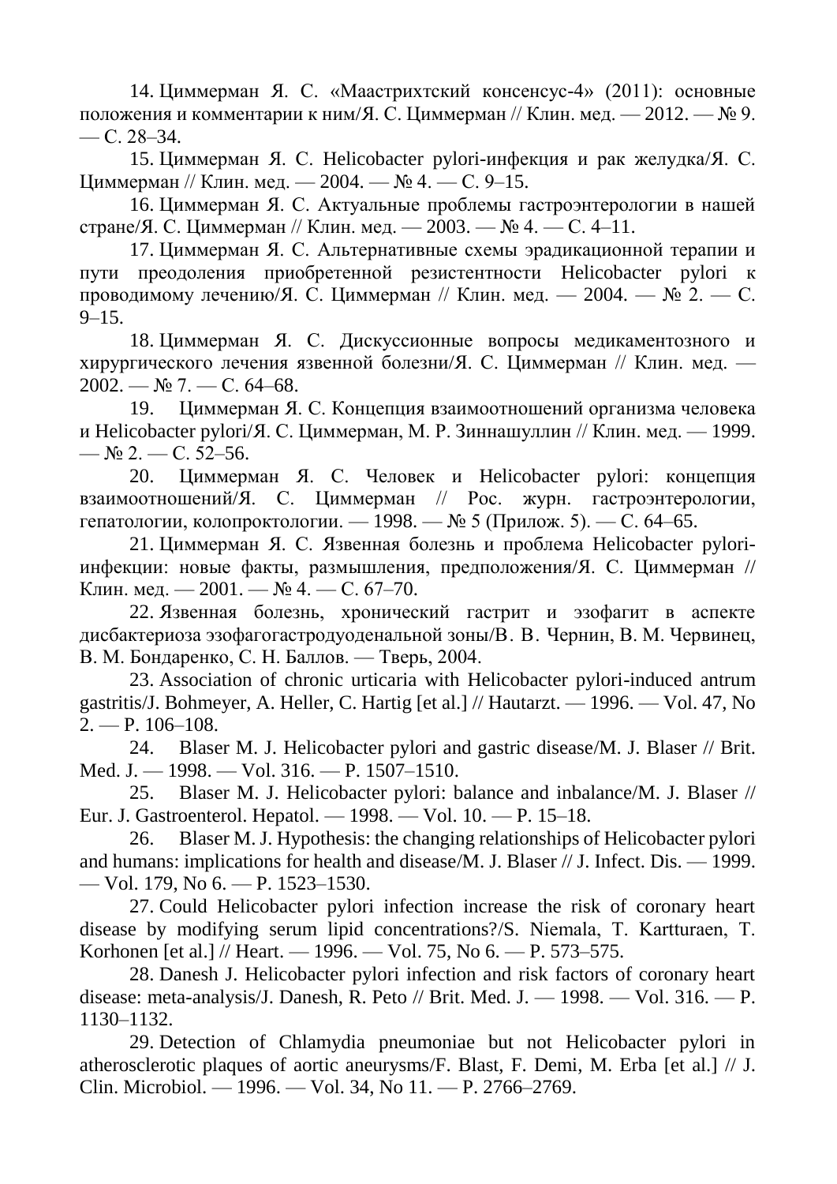14. Циммерман Я. С. «Маастрихтский консенсус-4» (2011): основные положения и комментарии к ним/Я. С. Циммерман // Клин. мед. — 2012. — № 9. — С. 28–34.

15. Циммерман Я. С. Helicobacter pylori-инфекция и рак желудка/Я. С. Циммерман // Клин. мед. — 2004. — № 4. — С. 9–15.

16. Циммерман Я. С. Актуальные проблемы гастроэнтерологии в нашей стране/Я. С. Циммерман // Клин. мед. — 2003. — № 4. — С. 4–11.

17. Циммерман Я. С. Альтернативные схемы эрадикационной терапии и пути преодоления приобретенной резистентности Helicobacter pylori к проводимому лечению/Я. С. Циммерман // Клин. мед. — 2004. — № 2. — С. 9–15.

18. Циммерман Я. С. Дискуссионные вопросы медикаментозного и хирургического лечения язвенной болезни/Я. С. Циммерман // Клин. мед. — 2002. — № 7. — С. 64–68.

19. Циммерман Я. С. Концепция взаимоотношений организма человека и Helicobacter pylori/Я. С. Циммерман, М. Р. Зиннашуллин // Клин. мед. — 1999. — № 2. — С. 52–56.

20. Циммерман Я. С. Человек и Helicobacter pylori: концепция взаимоотношений/Я. С. Циммерман // Рос. журн. гастроэнтерологии, гепатологии, колопроктологии. — 1998. — № 5 (Прилож. 5). — С. 64–65.

21. Циммерман Я. С. Язвенная болезнь и проблема Helicobacter pylori-инфекции: новые факты, размышления, предположения/Я. С. Циммерман // Клин. мед. — 2001. — № 4. — С. 67–70.

22. Язвенная болезнь, хронический гастрит и эзофагит в аспекте дисбактериоза эзофагогастродуоденальной зоны/В. В. Чернин, В. М. Червинец, В. М. Бондаренко, С. Н. Баллов. — Тверь, 2004.

23. Association of chronic urticaria with Helicobacter pylori-induced antrum gastritis/J. Bohmeyer, A. Heller, C. Hartig [et al.] // Hautarzt. — 1996. — Vol. 47, No 2. — P. 106–108.

24. Blaser M. J. Helicobacter pylori and gastric disease/M. J. Blaser // Brit. Med. J. — 1998. — Vol. 316. — P. 1507–1510.

25. Blaser M. J. Helicobacter pylori: balance and inbalance/M. J. Blaser // Eur. J. Gastroenterol. Hepatol. — 1998. — Vol. 10. — P. 15–18.

26. Blaser M. J. Hypothesis: the changing relationships of Helicobacter pylori and humans: implications for health and disease/M. J. Blaser // J. Infect. Dis. — 1999. — Vol. 179, No 6. — P. 1523–1530.

27. Could Helicobacter pylori infection increase the risk of coronary heart disease by modifying serum lipid concentrations?/S. Niemala, T. Kartturaen, T. Korhonen [et al.] // Heart. — 1996. — Vol. 75, No 6. — P. 573–575.

28. Danesh J. Helicobacter pylori infection and risk factors of coronary heart disease: meta-analysis/J. Danesh, R. Peto // Brit. Med. J. — 1998. — Vol. 316. — P. 1130–1132.

29. Detection of Chlamydia pneumoniae but not Helicobacter pylori in atherosclerotic plaques of aortic aneurysms/F. Blast, F. Demi, M. Erba [et al.] // J. Clin. Microbiol. — 1996. — Vol. 34, No 11. — P. 2766–2769.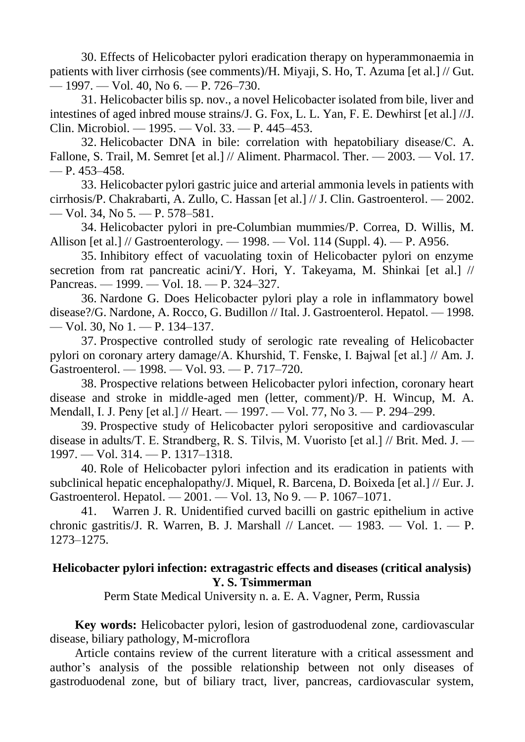30. Effects of Helicobacter pylori eradication therapy on hyperammonaemia in patients with liver cirrhosis (see comments)/H. Miyaji, S. Ho, T. Azuma [et al.] // Gut. — 1997. — Vol. 40, No 6. — P. 726–730.

31. Helicobacter bilis sp. nov., a novel Helicobacter isolated from bile, liver and intestines of aged inbred mouse strains/J. G. Fox, L. L. Yan, F. E. Dewhirst [et al.] //J. Clin. Microbiol. — 1995. — Vol. 33. — P. 445–453.

32. Helicobacter DNA in bile: correlation with hepatobiliary disease/C. A. Fallone, S. Trail, M. Semret [et al.] // Aliment. Pharmacol. Ther. — 2003. — Vol. 17. — P. 453–458.

33. Helicobacter pylori gastric juice and arterial ammonia levels in patients with cirrhosis/P. Chakrabarti, A. Zullo, C. Hassan [et al.] // J. Clin. Gastroenterol. — 2002. — Vol. 34, No 5. — P. 578–581.

34. Helicobacter pylori in pre-Columbian mummies/P. Correa, D. Willis, M. Allison [et al.] // Gastroenterology. — 1998. — Vol. 114 (Suppl. 4). — P. A956.

35. Inhibitory effect of vacuolating toxin of Helicobacter pylori on enzyme secretion from rat pancreatic acini/Y. Hori, Y. Takeyama, M. Shinkai [et al.] // Pancreas. — 1999. — Vol. 18. — P. 324–327.

36. Nardone G. Does Helicobacter pylori play a role in inflammatory bowel disease?/G. Nardone, A. Rocco, G. Budillon // Ital. J. Gastroenterol. Hepatol. — 1998. — Vol. 30, No 1. — P. 134–137.

37. Prospective controlled study of serologic rate revealing of Helicobacter pylori on coronary artery damage/A. Khurshid, T. Fenske, I. Bajwal [et al.] // Am. J. Gastroenterol. — 1998. — Vol. 93. — P. 717–720.

38. Prospective relations between Helicobacter pylori infection, coronary heart disease and stroke in middle-aged men (letter, comment)/P. H. Wincup, M. A. Mendall, I. J. Peny [et al.] // Heart. — 1997. — Vol. 77, No 3. — P. 294–299.

39. Prospective study of Helicobacter pylori seropositive and cardiovascular disease in adults/T. E. Strandberg, R. S. Tilvis, M. Vuoristo [et al.] // Brit. Med. J. — 1997. — Vol. 314. — P. 1317–1318.

40. Role of Helicobacter pylori infection and its eradication in patients with subclinical hepatic encephalopathy/J. Miquel, R. Barcena, D. Boixeda [et al.] // Eur. J. Gastroenterol. Hepatol. — 2001. — Vol. 13, No 9. — P. 1067–1071.

41. Warren J. R. Unidentified curved bacilli on gastric epithelium in active chronic gastritis/J. R. Warren, B. J. Marshall // Lancet. — 1983. — Vol. 1. — P. 1273–1275.

## Helicobacter pylori infection: extragastric effects and diseases (critical analysis)

**Y. S. Tsimmerman**

Perm State Medical University n. a. E. A. Vagner, Perm, Russia

**Key words:** Helicobacter pylori, lesion of gastroduodenal zone, cardiovascular disease, biliary pathology, M-microflora

Article contains review of the current literature with a critical assessment and author's analysis of the possible relationship between not only diseases of gastroduodenal zone, but of biliary tract, liver, pancreas, cardiovascular system,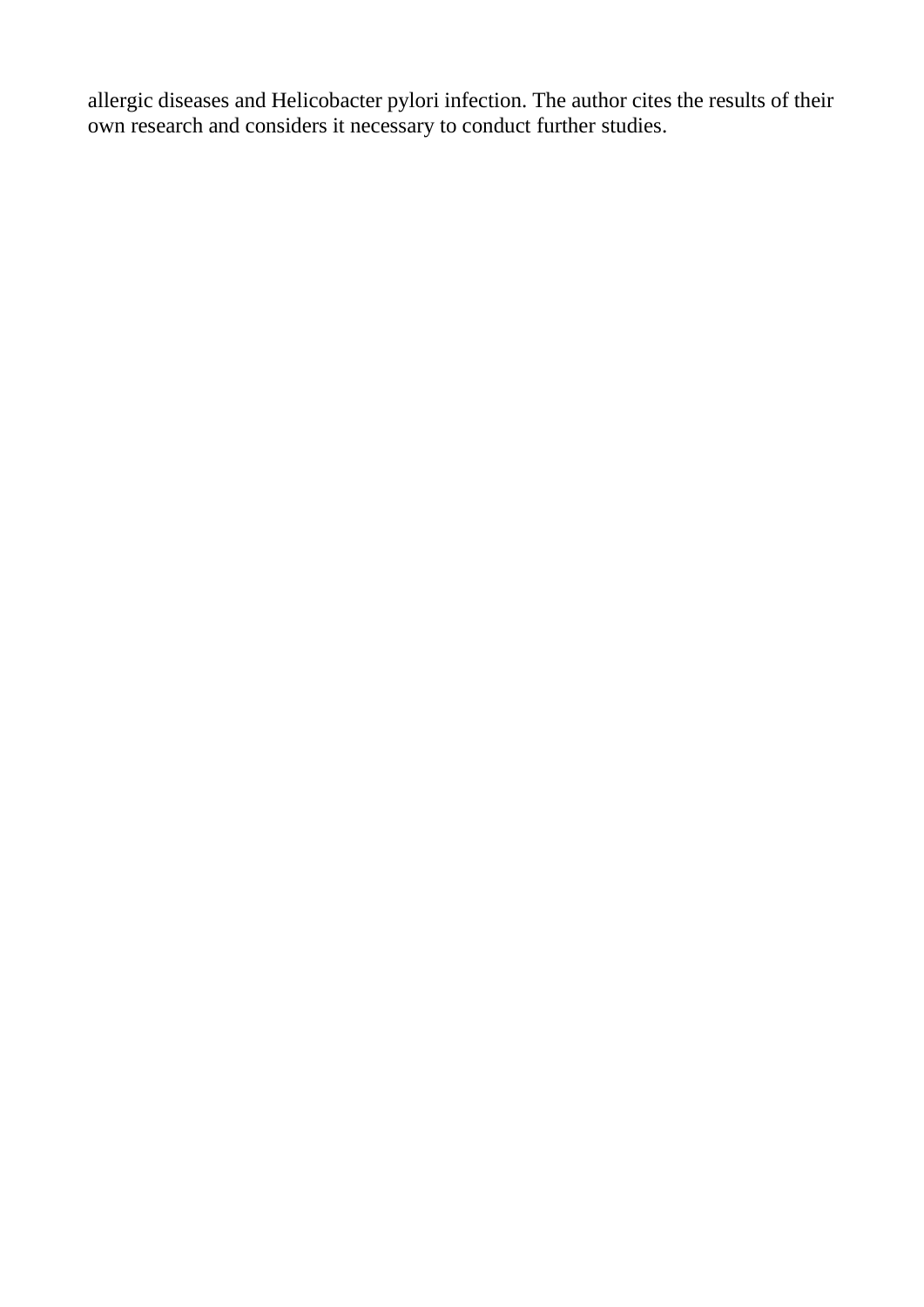allergic diseases and Helicobacter pylori infection. The author cites the results of their own research and considers it necessary to conduct further studies.